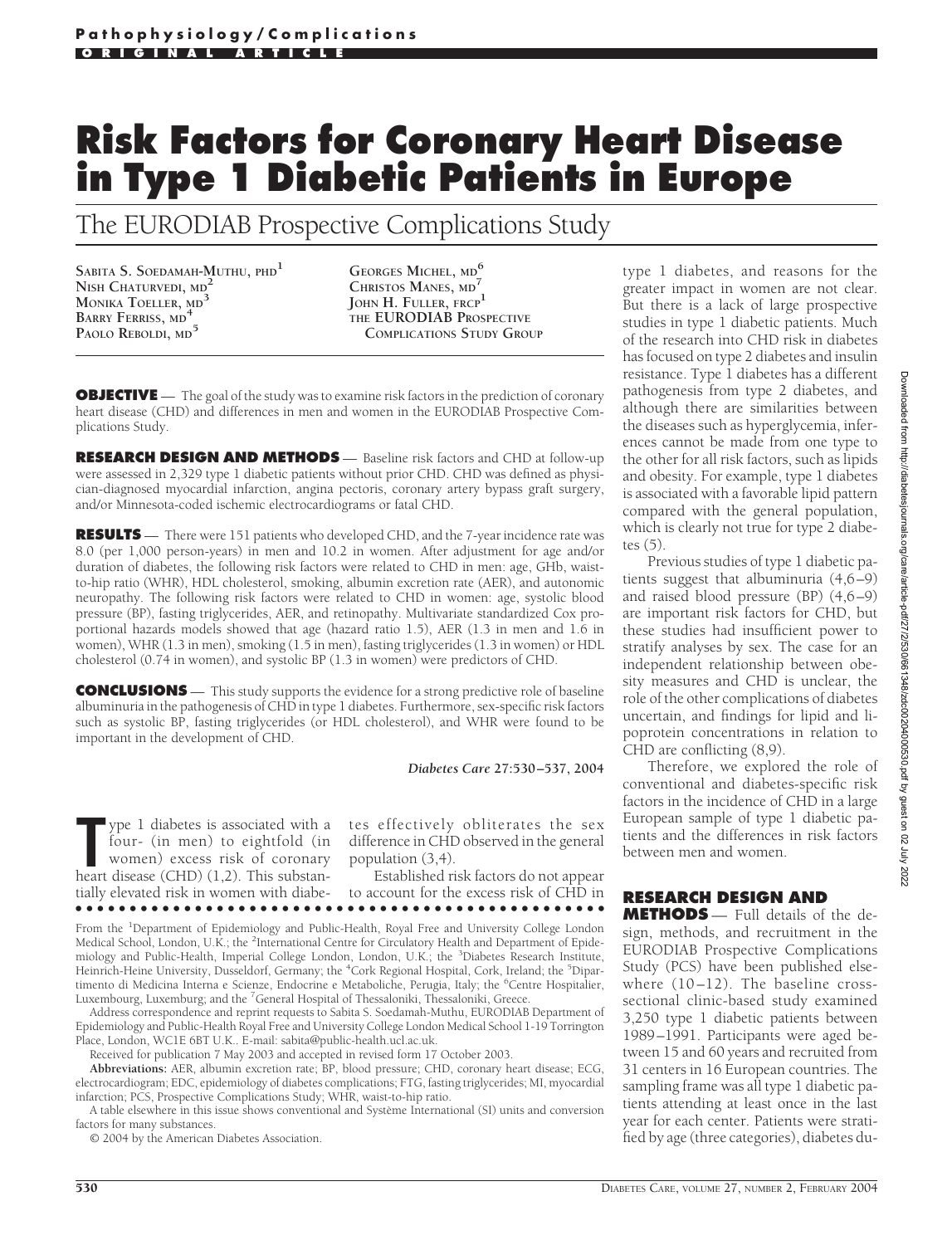Pathophysiology/Complications

ORIGINAL ARTICLE

# Risk Factors for Coronary Heart Disease in Type 1 Diabetic Patients in Europe

## The EURODIAB Prospective Complications Study

SABITA S. SOEDAMAH-MUTHU, PHD[1]
NISH CHATURVEDI, MD[2]
MONIKA TOELLER, MD[3]
BARRY FERRISS, MD[4]
PAOLO REBOLDI, MD[5]
GEORGES MICHEL, MD[6]
CHRISTOS MANES, MD[7]
JOHN H. FULLER, FRCP[1]
THE EURODIAB PROSPECTIVE COMPLICATIONS STUDY GROUP

**OBJECTIVE** — The goal of the study was to examine risk factors in the prediction of coronary heart disease (CHD) and differences in men and women in the EURODIAB Prospective Complications Study.

**RESEARCH DESIGN AND METHODS** — Baseline risk factors and CHD at follow-up were assessed in 2,329 type 1 diabetic patients without prior CHD. CHD was defined as physician-diagnosed myocardial infarction, angina pectoris, coronary artery bypass graft surgery, and/or Minnesota-coded ischemic electrocardiograms or fatal CHD.

**RESULTS** — There were 151 patients who developed CHD, and the 7-year incidence rate was 8.0 (per 1,000 person-years) in men and 10.2 in women. After adjustment for age and/or duration of diabetes, the following risk factors were related to CHD in men: age, GHb, waist-to-hip ratio (WHR), HDL cholesterol, smoking, albumin excretion rate (AER), and autonomic neuropathy. The following risk factors were related to CHD in women: age, systolic blood pressure (BP), fasting triglycerides, AER, and retinopathy. Multivariate standardized Cox proportional hazards models showed that age (hazard ratio 1.5), AER (1.3 in men and 1.6 in women), WHR (1.3 in men), smoking (1.5 in men), fasting triglycerides (1.3 in women) or HDL cholesterol (0.74 in women), and systolic BP (1.3 in women) were predictors of CHD.

**CONCLUSIONS** — This study supports the evidence for a strong predictive role of baseline albuminuria in the pathogenesis of CHD in type 1 diabetes. Furthermore, sex-specific risk factors such as systolic BP, fasting triglycerides (or HDL cholesterol), and WHR were found to be important in the development of CHD.

*Diabetes Care* 27:530–537, 2004

Type 1 diabetes is associated with a four- (in men) to eightfold (in women) excess risk of coronary heart disease (CHD) (1,2). This substantially elevated risk in women with diabetes effectively obliterates the sex difference in CHD observed in the general population (3,4).

Established risk factors do not appear to account for the excess risk of CHD in type 1 diabetes, and reasons for the greater impact in women are not clear. But there is a lack of large prospective studies in type 1 diabetic patients. Much of the research into CHD risk in diabetes has focused on type 2 diabetes and insulin resistance. Type 1 diabetes has a different pathogenesis from type 2 diabetes, and although there are similarities between the diseases such as hyperglycemia, inferences cannot be made from one type to the other for all risk factors, such as lipids and obesity. For example, type 1 diabetes is associated with a favorable lipid pattern compared with the general population, which is clearly not true for type 2 diabetes (5).

Previous studies of type 1 diabetic patients suggest that albuminuria (4,6–9) and raised blood pressure (BP) (4,6–9) are important risk factors for CHD, but these studies had insufficient power to stratify analyses by sex. The case for an independent relationship between obesity measures and CHD is unclear, the role of the other complications of diabetes uncertain, and findings for lipid and lipoprotein concentrations in relation to CHD are conflicting (8,9).

Therefore, we explored the role of conventional and diabetes-specific risk factors in the incidence of CHD in a large European sample of type 1 diabetic patients and the differences in risk factors between men and women.

## RESEARCH DESIGN AND METHODS

— Full details of the design, methods, and recruitment in the EURODIAB Prospective Complications Study (PCS) have been published elsewhere (10–12). The baseline cross-sectional clinic-based study examined 3,250 type 1 diabetic patients between 1989–1991. Participants were aged between 15 and 60 years and recruited from 31 centers in 16 European countries. The sampling frame was all type 1 diabetic patients attending at least once in the last year for each center. Patients were stratified by age (three categories), diabetes du-

From the [1]Department of Epidemiology and Public-Health, Royal Free and University College London Medical School, London, U.K.; the [2]International Centre for Circulatory Health and Department of Epidemiology and Public-Health, Imperial College London, London, U.K.; the [3]Diabetes Research Institute, Heinrich-Heine University, Dusseldorf, Germany; the [4]Cork Regional Hospital, Cork, Ireland; the [5]Dipartimento di Medicina Interna e Scienze, Endocrine e Metaboliche, Perugia, Italy; the [6]Centre Hospitalier, Luxembourg, Luxemburg; and the [7]General Hospital of Thessaloniki, Thessaloniki, Greece.

Address correspondence and reprint requests to Sabita S. Soedamah-Muthu, EURODIAB Department of Epidemiology and Public-Health Royal Free and University College London Medical School 1-19 Torrington Place, London, WC1E 6BT U.K.. E-mail: sabita@public-health.ucl.ac.uk.

Received for publication 7 May 2003 and accepted in revised form 17 October 2003.

**Abbreviations:** AER, albumin excretion rate; BP, blood pressure; CHD, coronary heart disease; ECG, electrocardiogram; EDC, epidemiology of diabetes complications; FTG, fasting triglycerides; MI, myocardial infarction; PCS, Prospective Complications Study; WHR, waist-to-hip ratio.

A table elsewhere in this issue shows conventional and Système International (SI) units and conversion factors for many substances.

© 2004 by the American Diabetes Association.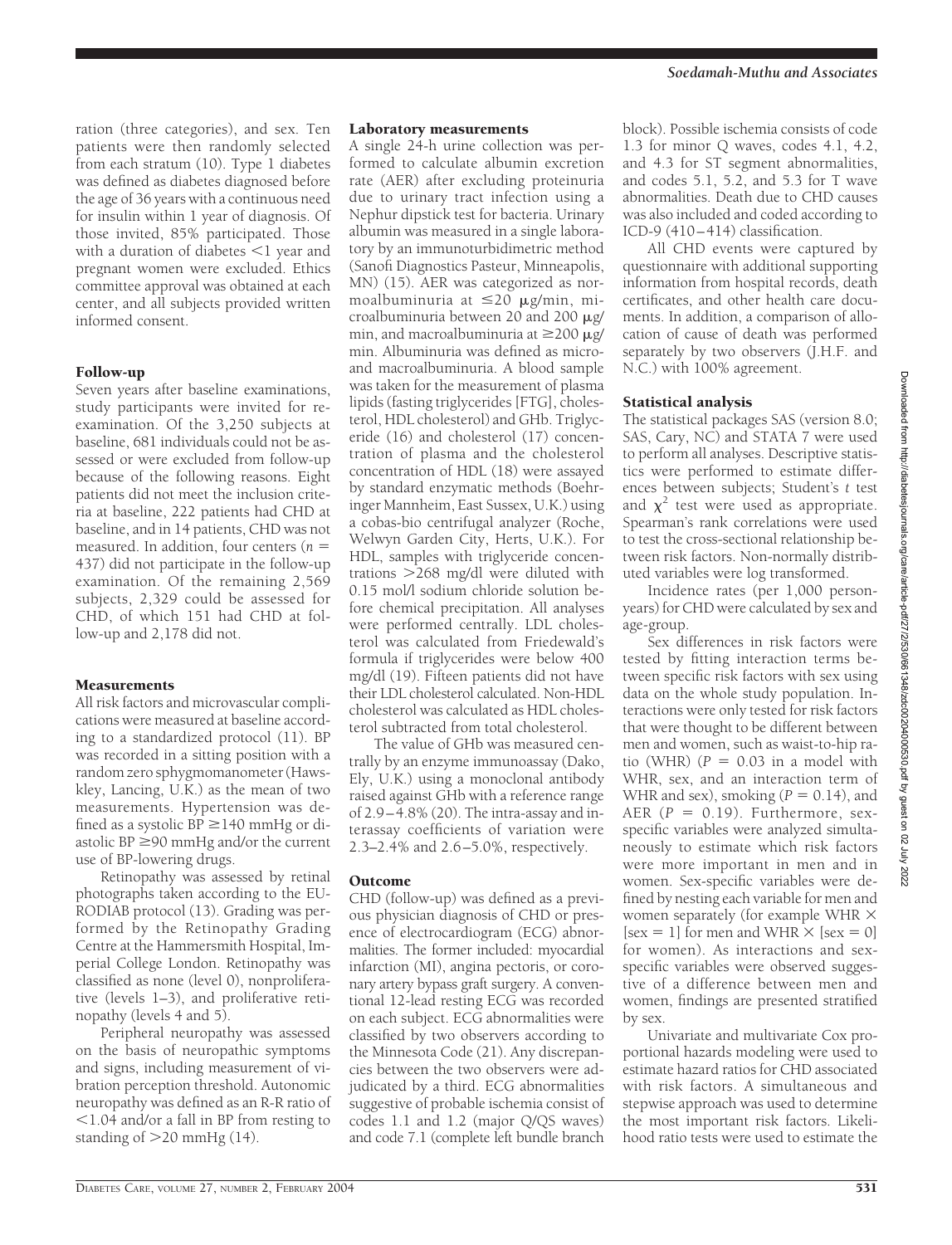ration (three categories), and sex. Ten patients were then randomly selected from each stratum (10). Type 1 diabetes was defined as diabetes diagnosed before the age of 36 years with a continuous need for insulin within 1 year of diagnosis. Of those invited, 85% participated. Those with a duration of diabetes <1 year and pregnant women were excluded. Ethics committee approval was obtained at each center, and all subjects provided written informed consent.

### Follow-up

Seven years after baseline examinations, study participants were invited for reexamination. Of the 3,250 subjects at baseline, 681 individuals could not be assessed or were excluded from follow-up because of the following reasons. Eight patients did not meet the inclusion criteria at baseline, 222 patients had CHD at baseline, and in 14 patients, CHD was not measured. In addition, four centers ($n$ = 437) did not participate in the follow-up examination. Of the remaining 2,569 subjects, 2,329 could be assessed for CHD, of which 151 had CHD at follow-up and 2,178 did not.

### Measurements

All risk factors and microvascular complications were measured at baseline according to a standardized protocol (11). BP was recorded in a sitting position with a random zero sphygmomanometer (Hawskley, Lancing, U.K.) as the mean of two measurements. Hypertension was defined as a systolic BP ≥140 mmHg or diastolic BP ≥90 mmHg and/or the current use of BP-lowering drugs.

Retinopathy was assessed by retinal photographs taken according to the EURODIAB protocol (13). Grading was performed by the Retinopathy Grading Centre at the Hammersmith Hospital, Imperial College London. Retinopathy was classified as none (level 0), nonproliferative (levels 1–3), and proliferative retinopathy (levels 4 and 5).

Peripheral neuropathy was assessed on the basis of neuropathic symptoms and signs, including measurement of vibration perception threshold. Autonomic neuropathy was defined as an R-R ratio of <1.04 and/or a fall in BP from resting to standing of >20 mmHg (14).

### Laboratory measurements

A single 24-h urine collection was performed to calculate albumin excretion rate (AER) after excluding proteinuria due to urinary tract infection using a Nephur dipstick test for bacteria. Urinary albumin was measured in a single laboratory by an immunoturbidimetric method (Sanofi Diagnostics Pasteur, Minneapolis, MN) (15). AER was categorized as normoalbuminuria at ≤20 μg/min, microalbuminuria between 20 and 200 μg/min, and macroalbuminuria at ≥200 μg/min. Albuminuria was defined as micro- and macroalbuminuria. A blood sample was taken for the measurement of plasma lipids (fasting triglycerides [FTG], cholesterol, HDL cholesterol) and GHb. Triglyceride (16) and cholesterol (17) concentration of plasma and the cholesterol concentration of HDL (18) were assayed by standard enzymatic methods (Boehringer Mannheim, East Sussex, U.K.) using a cobas-bio centrifugal analyzer (Roche, Welwyn Garden City, Herts, U.K.). For HDL, samples with triglyceride concentrations >268 mg/dl were diluted with 0.15 mol/l sodium chloride solution before chemical precipitation. All analyses were performed centrally. LDL cholesterol was calculated from Friedewald's formula if triglycerides were below 400 mg/dl (19). Fifteen patients did not have their LDL cholesterol calculated. Non-HDL cholesterol was calculated as HDL cholesterol subtracted from total cholesterol.

The value of GHb was measured centrally by an enzyme immunoassay (Dako, Ely, U.K.) using a monoclonal antibody raised against GHb with a reference range of 2.9–4.8% (20). The intra-assay and interassay coefficients of variation were 2.3–2.4% and 2.6–5.0%, respectively.

### Outcome

CHD (follow-up) was defined as a previous physician diagnosis of CHD or presence of electrocardiogram (ECG) abnormalities. The former included: myocardial infarction (MI), angina pectoris, or coronary artery bypass graft surgery. A conventional 12-lead resting ECG was recorded on each subject. ECG abnormalities were classified by two observers according to the Minnesota Code (21). Any discrepancies between the two observers were adjudicated by a third. ECG abnormalities suggestive of probable ischemia consist of codes 1.1 and 1.2 (major Q/QS waves) and code 7.1 (complete left bundle branch block). Possible ischemia consists of code 1.3 for minor Q waves, codes 4.1, 4.2, and 4.3 for ST segment abnormalities, and codes 5.1, 5.2, and 5.3 for T wave abnormalities. Death due to CHD causes was also included and coded according to ICD-9 (410–414) classification.

All CHD events were captured by questionnaire with additional supporting information from hospital records, death certificates, and other health care documents. In addition, a comparison of allocation of cause of death was performed separately by two observers (J.H.F. and N.C.) with 100% agreement.

### Statistical analysis

The statistical packages SAS (version 8.0; SAS, Cary, NC) and STATA 7 were used to perform all analyses. Descriptive statistics were performed to estimate differences between subjects; Student's $t$ test and $\chi^2$ test were used as appropriate. Spearman's rank correlations were used to test the cross-sectional relationship between risk factors. Non-normally distributed variables were log transformed.

Incidence rates (per 1,000 person-years) for CHD were calculated by sex and age-group.

Sex differences in risk factors were tested by fitting interaction terms between specific risk factors with sex using data on the whole study population. Interactions were only tested for risk factors that were thought to be different between men and women, such as waist-to-hip ratio (WHR) ($P$ = 0.03 in a model with WHR, sex, and an interaction term of WHR and sex), smoking ($P$ = 0.14), and AER ($P$ = 0.19). Furthermore, sex-specific variables were analyzed simultaneously to estimate which risk factors were more important in men and in women. Sex-specific variables were defined by nesting each variable for men and women separately (for example WHR × [sex = 1] for men and WHR × [sex = 0] for women). As interactions and sex-specific variables were observed suggestive of a difference between men and women, findings are presented stratified by sex.

Univariate and multivariate Cox proportional hazards modeling were used to estimate hazard ratios for CHD associated with risk factors. A simultaneous and stepwise approach was used to determine the most important risk factors. Likelihood ratio tests were used to estimate the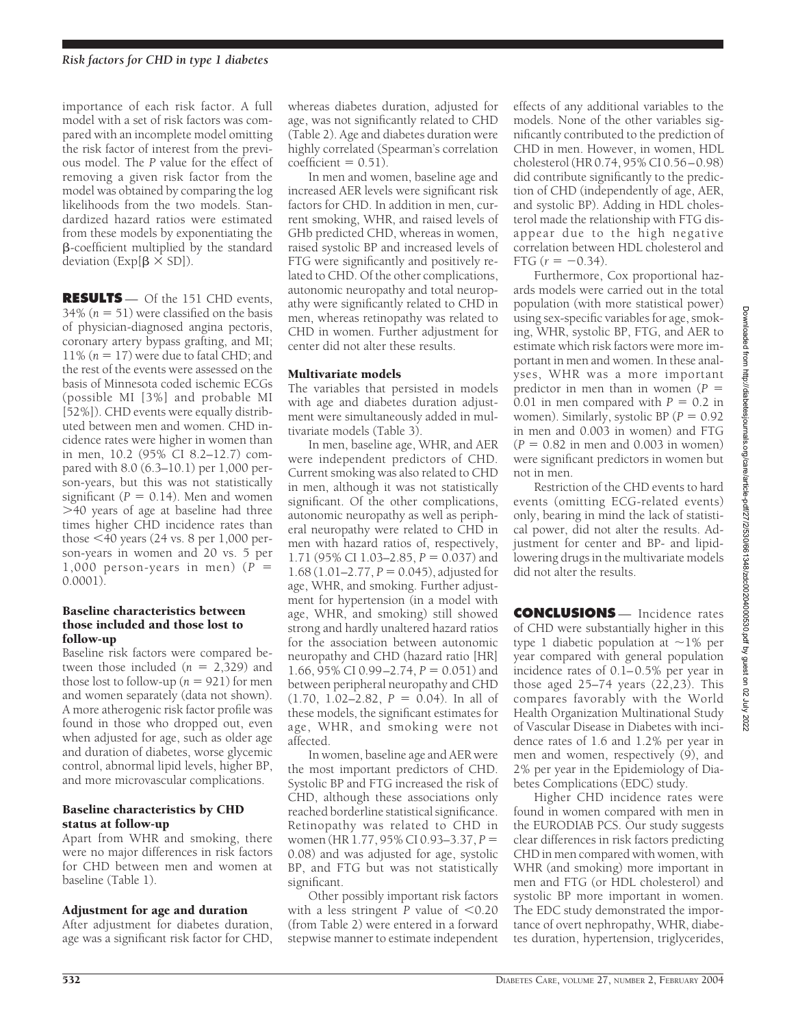importance of each risk factor. A full model with a set of risk factors was compared with an incomplete model omitting the risk factor of interest from the previous model. The *P* value for the effect of removing a given risk factor from the model was obtained by comparing the log likelihoods from the two models. Standardized hazard ratios were estimated from these models by exponentiating the β-coefficient multiplied by the standard deviation ($\text{Exp}[\beta \times \text{SD}]$).

## RESULTS

Of the 151 CHD events, 34% ($n = 51$) were classified on the basis of physician-diagnosed angina pectoris, coronary artery bypass grafting, and MI; 11% ($n = 17$) were due to fatal CHD; and the rest of the events were assessed on the basis of Minnesota coded ischemic ECGs (possible MI [3%] and probable MI [52%]). CHD events were equally distributed between men and women. CHD incidence rates were higher in women than in men, 10.2 (95% CI 8.2–12.7) compared with 8.0 (6.3–10.1) per 1,000 person-years, but this was not statistically significant ($P = 0.14$). Men and women >40 years of age at baseline had three times higher CHD incidence rates than those <40 years (24 vs. 8 per 1,000 person-years in women and 20 vs. 5 per 1,000 person-years in men) ($P = 0.0001$).

### Baseline characteristics between those included and those lost to follow-up

Baseline risk factors were compared between those included ($n = 2,329$) and those lost to follow-up ($n = 921$) for men and women separately (data not shown). A more atherogenic risk factor profile was found in those who dropped out, even when adjusted for age, such as older age and duration of diabetes, worse glycemic control, abnormal lipid levels, higher BP, and more microvascular complications.

### Baseline characteristics by CHD status at follow-up

Apart from WHR and smoking, there were no major differences in risk factors for CHD between men and women at baseline (Table 1).

### Adjustment for age and duration

After adjustment for diabetes duration, age was a significant risk factor for CHD, whereas diabetes duration, adjusted for age, was not significantly related to CHD (Table 2). Age and diabetes duration were highly correlated (Spearman's correlation coefficient = 0.51).

In men and women, baseline age and increased AER levels were significant risk factors for CHD. In addition in men, current smoking, WHR, and raised levels of GHb predicted CHD, whereas in women, raised systolic BP and increased levels of FTG were significantly and positively related to CHD. Of the other complications, autonomic neuropathy and total neuropathy were significantly related to CHD in men, whereas retinopathy was related to CHD in women. Further adjustment for center did not alter these results.

### Multivariate models

The variables that persisted in models with age and diabetes duration adjustment were simultaneously added in multivariate models (Table 3).

In men, baseline age, WHR, and AER were independent predictors of CHD. Current smoking was also related to CHD in men, although it was not statistically significant. Of the other complications, autonomic neuropathy as well as peripheral neuropathy were related to CHD in men with hazard ratios of, respectively, 1.71 (95% CI 1.03–2.85, $P = 0.037$) and 1.68 (1.01–2.77, $P = 0.045$), adjusted for age, WHR, and smoking. Further adjustment for hypertension (in a model with age, WHR, and smoking) still showed strong and hardly unaltered hazard ratios for the association between autonomic neuropathy and CHD (hazard ratio [HR] 1.66, 95% CI 0.99–2.74, $P = 0.051$) and between peripheral neuropathy and CHD (1.70, 1.02–2.82, $P = 0.04$). In all of these models, the significant estimates for age, WHR, and smoking were not affected.

In women, baseline age and AER were the most important predictors of CHD. Systolic BP and FTG increased the risk of CHD, although these associations only reached borderline statistical significance. Retinopathy was related to CHD in women (HR 1.77, 95% CI 0.93–3.37, $P = 0.08$) and was adjusted for age, systolic BP, and FTG but was not statistically significant.

Other possibly important risk factors with a less stringent *P* value of <0.20 (from Table 2) were entered in a forward stepwise manner to estimate independent effects of any additional variables to the models. None of the other variables significantly contributed to the prediction of CHD in men. However, in women, HDL cholesterol (HR 0.74, 95% CI 0.56–0.98) did contribute significantly to the prediction of CHD (independently of age, AER, and systolic BP). Adding in HDL cholesterol made the relationship with FTG disappear due to the high negative correlation between HDL cholesterol and FTG ($r = -0.34$).

Furthermore, Cox proportional hazards models were carried out in the total population (with more statistical power) using sex-specific variables for age, smoking, WHR, systolic BP, FTG, and AER to estimate which risk factors were more important in men and women. In these analyses, WHR was a more important predictor in men than in women ($P = 0.01$ in men compared with $P = 0.2$ in women). Similarly, systolic BP ($P = 0.92$ in men and 0.003 in women) and FTG ($P = 0.82$ in men and 0.003 in women) were significant predictors in women but not in men.

Restriction of the CHD events to hard events (omitting ECG-related events) only, bearing in mind the lack of statistical power, did not alter the results. Adjustment for center and BP- and lipid-lowering drugs in the multivariate models did not alter the results.

## CONCLUSIONS

Incidence rates of CHD were substantially higher in this type 1 diabetic population at ~1% per year compared with general population incidence rates of 0.1–0.5% per year in those aged 25–74 years (22,23). This compares favorably with the World Health Organization Multinational Study of Vascular Disease in Diabetes with incidence rates of 1.6 and 1.2% per year in men and women, respectively (9), and 2% per year in the Epidemiology of Diabetes Complications (EDC) study.

Higher CHD incidence rates were found in women compared with men in the EURODIAB PCS. Our study suggests clear differences in risk factors predicting CHD in men compared with women, with WHR (and smoking) more important in men and FTG (or HDL cholesterol) and systolic BP more important in women. The EDC study demonstrated the importance of overt nephropathy, WHR, diabetes duration, hypertension, triglycerides,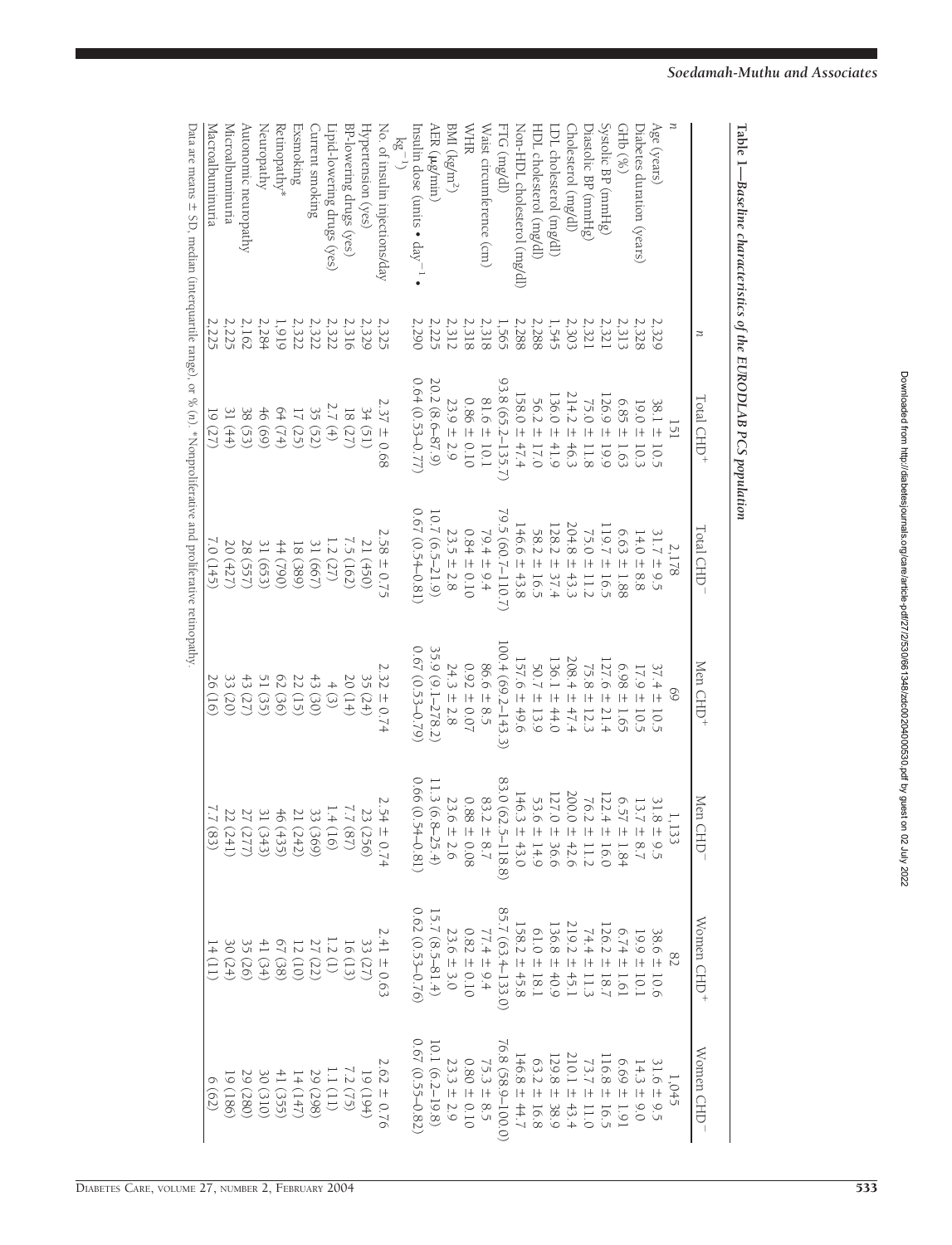**Table 1—*Baseline characteristics of the EURODIAB PCS population***

| | n | Total CHD+ | Total CHD− | Men CHD+ | Men CHD− | Women CHD+ | Women CHD− |
|---|---|---|---|---|---|---|---|
| n | | 151 | 2,178 | 69 | 1,133 | 82 | 1,045 |
| Age (years) | 2,329 | 38.1 ± 10.5 | 31.7 ± 9.5 | 37.4 ± 10.5 | 31.8 ± 9.5 | 38.6 ± 10.6 | 31.6 ± 9.5 |
| Diabetes duration (years) | 2,328 | 19.0 ± 10.3 | 14.0 ± 8.8 | 17.9 ± 10.5 | 13.7 ± 8.7 | 19.9 ± 10.1 | 14.3 ± 9.0 |
| GHb (%) | 2,313 | 6.85 ± 1.63 | 6.63 ± 1.88 | 6.98 ± 1.65 | 6.57 ± 1.84 | 6.74 ± 1.61 | 6.69 ± 1.91 |
| Systolic BP (mmHg) | 2,321 | 126.9 ± 19.9 | 119.7 ± 16.5 | 127.6 ± 21.4 | 122.4 ± 16.0 | 126.2 ± 18.7 | 116.8 ± 16.5 |
| Diastolic BP (mmHg) | 2,321 | 75.0 ± 11.8 | 75.0 ± 11.2 | 75.8 ± 12.3 | 76.2 ± 11.2 | 74.4 ± 11.3 | 73.7 ± 11.0 |
| Cholesterol (mg/dl) | 2,303 | 214.2 ± 46.3 | 204.8 ± 43.3 | 208.4 ± 47.4 | 200.0 ± 42.6 | 219.2 ± 45.1 | 210.1 ± 43.4 |
| LDL cholesterol (mg/dl) | 1,545 | 136.0 ± 41.9 | 128.2 ± 37.4 | 136.1 ± 44.0 | 127.0 ± 36.6 | 136.8 ± 40.9 | 129.8 ± 38.9 |
| HDL cholesterol (mg/dl) | 2,288 | 56.2 ± 17.0 | 58.2 ± 16.5 | 50.7 ± 13.9 | 53.6 ± 14.9 | 61.0 ± 18.1 | 63.2 ± 16.8 |
| Non-HDL cholesterol (mg/dl) | 2,288 | 158.0 ± 47.4 | 146.6 ± 43.8 | 157.6 ± 49.6 | 146.3 ± 43.0 | 158.2 ± 45.8 | 146.8 ± 44.7 |
| FTG (mg/dl) | 1,565 | 93.8 (65.2–135.7) | 79.5 (60.7–110.7) | 100.4 (69.2–143.3) | 83.0 (62.5–118.8) | 85.7 (63.4–133.0) | 76.8 (58.9–100.0) |
| Waist circumference (cm) | 2,318 | 81.6 ± 10.1 | 79.4 ± 9.4 | 86.6 ± 8.5 | 83.2 ± 8.7 | 77.4 ± 9.4 | 75.3 ± 8.5 |
| WHR | 2,318 | 0.86 ± 0.10 | 0.84 ± 0.10 | 0.92 ± 0.07 | 0.88 ± 0.08 | 0.82 ± 0.10 | 0.80 ± 0.10 |
| BMI ($kg/m^2$) | 2,312 | 23.9 ± 2.9 | 23.5 ± 2.8 | 24.3 ± 2.8 | 23.6 ± 2.6 | 23.6 ± 3.0 | 23.3 ± 2.9 |
| AER (μg/min) | 2,225 | 20.2 (8.6–87.9) | 10.7 (6.5–21.9) | 35.9 (9.1–278.2) | 11.3 (6.8–25.4) | 15.7 (8.5–81.4) | 10.1 (6.2–19.8) |
| Insulin dose ($units \cdot day^{-1} \cdot kg^{-1}$) | 2,290 | 0.64 (0.53–0.77) | 0.67 (0.54–0.81) | 0.67 (0.53–0.79) | 0.66 (0.54–0.81) | 0.62 (0.53–0.76) | 0.67 (0.55–0.82) |
| No. of insulin injections/day | 2,325 | 2.37 ± 0.68 | 2.58 ± 0.75 | 2.32 ± 0.74 | 2.54 ± 0.74 | 2.41 ± 0.63 | 2.62 ± 0.76 |
| Hypertension (yes) | 2,329 | 34 (51) | 21 (450) | 35 (24) | 23 (256) | 33 (27) | 19 (194) |
| BP-lowering drugs (yes) | 2,316 | 18 (27) | 7.5 (162) | 20 (14) | 7.7 (87) | 16 (13) | 7.2 (75) |
| Lipid-lowering drugs (yes) | 2,322 | 2.7 (4) | 1.2 (27) | 4 (3) | 1.4 (16) | 1.2 (1) | 1.1 (11) |
| Current smoking | 2,322 | 35 (52) | 31 (667) | 43 (30) | 33 (369) | 27 (22) | 29 (298) |
| Exsmoking | 2,322 | 17 (25) | 18 (389) | 22 (15) | 21 (242) | 12 (10) | 14 (147) |
| Retinopathy* | 1,919 | 64 (74) | 44 (790) | 62 (36) | 46 (435) | 67 (38) | 41 (355) |
| Neuropathy | 2,284 | 46 (69) | 31 (653) | 51 (35) | 31 (343) | 41 (34) | 30 (310) |
| Autonomic neuropathy | 2,162 | 38 (53) | 28 (557) | 43 (27) | 27 (277) | 35 (26) | 29 (280) |
| Microalbuminuria | 2,225 | 31 (44) | 20 (427) | 33 (20) | 22 (241) | 30 (24) | 19 (186) |
| Macroalbuminuria | 2,225 | 19 (27) | 7.0 (145) | 26 (16) | 7.7 (83) | 14 (11) | 6 (62) |

Data are means ± SD, median (interquartile range), or % (n). *Nonproliferative and proliferative retinopathy.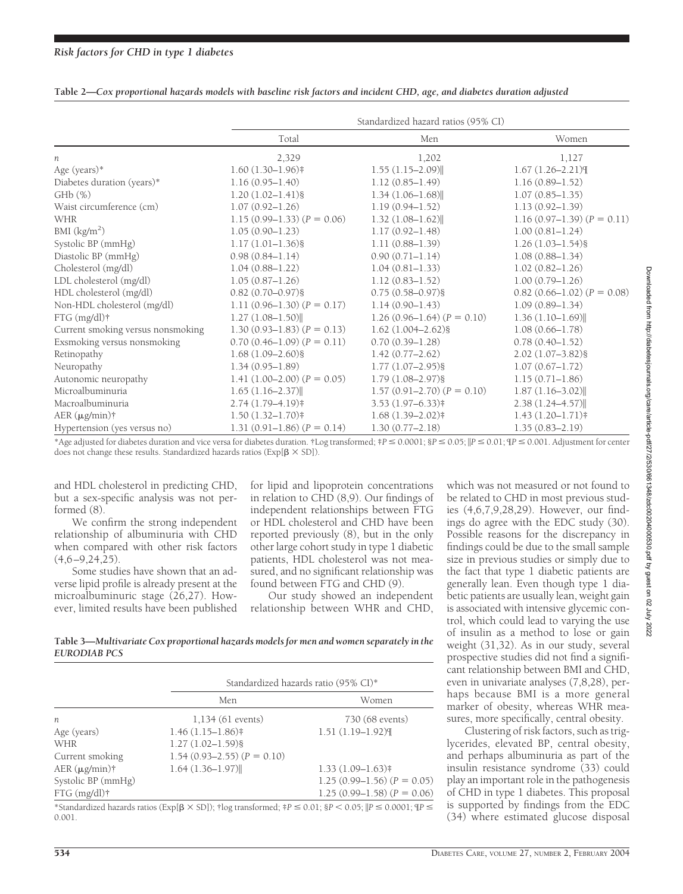**Table 2—Cox proportional hazards models with baseline risk factors and incident CHD, age, and diabetes duration adjusted**

| | Standardized hazard ratios (95% CI) | | |
|---|---|---|---|
| | Total | Men | Women |
| $n$ | 2,329 | 1,202 | 1,127 |
| Age (years)* | 1.60 (1.30–1.96)‡ | 1.55 (1.15–2.09)‖ | 1.67 (1.26–2.21)¶ |
| Diabetes duration (years)* | 1.16 (0.95–1.40) | 1.12 (0.85–1.49) | 1.16 (0.89–1.52) |
| GHb (%) | 1.20 (1.02–1.41)§ | 1.34 (1.06–1.68)‖ | 1.07 (0.85–1.35) |
| Waist circumference (cm) | 1.07 (0.92–1.26) | 1.19 (0.94–1.52) | 1.13 (0.92–1.39) |
| WHR | 1.15 (0.99–1.33) ($P = 0.06$) | 1.32 (1.08–1.62)‖ | 1.16 (0.97–1.39) ($P = 0.11$) |
| BMI (kg/m²) | 1.05 (0.90–1.23) | 1.17 (0.92–1.48) | 1.00 (0.81–1.24) |
| Systolic BP (mmHg) | 1.17 (1.01–1.36)§ | 1.11 (0.88–1.39) | 1.26 (1.03–1.54)§ |
| Diastolic BP (mmHg) | 0.98 (0.84–1.14) | 0.90 (0.71–1.14) | 1.08 (0.88–1.34) |
| Cholesterol (mg/dl) | 1.04 (0.88–1.22) | 1.04 (0.81–1.33) | 1.02 (0.82–1.26) |
| LDL cholesterol (mg/dl) | 1.05 (0.87–1.26) | 1.12 (0.83–1.52) | 1.00 (0.79–1.26) |
| HDL cholesterol (mg/dl) | 0.82 (0.70–0.97)§ | 0.75 (0.58–0.97)§ | 0.82 (0.66–1.02) ($P = 0.08$) |
| Non-HDL cholesterol (mg/dl) | 1.11 (0.96–1.30) ($P = 0.17$) | 1.14 (0.90–1.43) | 1.09 (0.89–1.34) |
| FTG (mg/dl)† | 1.27 (1.08–1.50)‖ | 1.26 (0.96–1.64) ($P = 0.10$) | 1.36 (1.10–1.69)‖ |
| Current smoking versus nonsmoking | 1.30 (0.93–1.83) ($P = 0.13$) | 1.62 (1.004–2.62)§ | 1.08 (0.66–1.78) |
| Exsmoking versus nonsmoking | 0.70 (0.46–1.09) ($P = 0.11$) | 0.70 (0.39–1.28) | 0.78 (0.40–1.52) |
| Retinopathy | 1.68 (1.09–2.60)§ | 1.42 (0.77–2.62) | 2.02 (1.07–3.82)§ |
| Neuropathy | 1.34 (0.95–1.89) | 1.77 (1.07–2.95)§ | 1.07 (0.67–1.72) |
| Autonomic neuropathy | 1.41 (1.00–2.00) ($P = 0.05$) | 1.79 (1.08–2.97)§ | 1.15 (0.71–1.86) |
| Microalbuminuria | 1.65 (1.16–2.37)‖ | 1.57 (0.91–2.70) ($P = 0.10$) | 1.87 (1.16–3.02)‖ |
| Macroalbuminuria | 2.74 (1.79–4.19)‡ | 3.53 (1.97–6.33)‡ | 2.38 (1.24–4.57)‖ |
| AER (μg/min)† | 1.50 (1.32–1.70)‡ | 1.68 (1.39–2.02)‡ | 1.43 (1.20–1.71)‡ |
| Hypertension (yes versus no) | 1.31 (0.91–1.86) ($P = 0.14$) | 1.30 (0.77–2.18) | 1.35 (0.83–2.19) |

*Age adjusted for diabetes duration and vice versa for diabetes duration. †Log transformed; ‡$P \leq 0.0001$; §$P \leq 0.05$; ‖$P \leq 0.01$; ¶$P \leq 0.001$. Adjustment for center does not change these results. Standardized hazards ratios (Exp[$\beta \times$ SD]).

and HDL cholesterol in predicting CHD, but a sex-specific analysis was not performed (8).

We confirm the strong independent relationship of albuminuria with CHD when compared with other risk factors (4,6–9,24,25).

Some studies have shown that an adverse lipid profile is already present at the microalbuminuric stage (26,27). However, limited results have been published for lipid and lipoprotein concentrations in relation to CHD (8,9). Our findings of independent relationships between FTG or HDL cholesterol and CHD have been reported previously (8), but in the only other large cohort study in type 1 diabetic patients, HDL cholesterol was not measured, and no significant relationship was found between FTG and CHD (9).

Our study showed an independent relationship between WHR and CHD, which was not measured or not found to be related to CHD in most previous studies (4,6,7,9,28,29). However, our findings do agree with the EDC study (30). Possible reasons for the discrepancy in findings could be due to the small sample size in previous studies or simply due to the fact that type 1 diabetic patients are generally lean. Even though type 1 diabetic patients are usually lean, weight gain is associated with intensive glycemic control, which could lead to varying the use of insulin as a method to lose or gain weight (31,32). As in our study, several prospective studies did not find a significant relationship between BMI and CHD, even in univariate analyses (7,8,28), perhaps because BMI is a more general marker of obesity, whereas WHR measures, more specifically, central obesity.

Clustering of risk factors, such as triglycerides, elevated BP, central obesity, and perhaps albuminuria as part of the insulin resistance syndrome (33) could play an important role in the pathogenesis of CHD in type 1 diabetes. This proposal is supported by findings from the EDC (34) where estimated glucose disposal

**Table 3—Multivariate Cox proportional hazards models for men and women separately in the EURODIAB PCS**

| | Standardized hazards ratio (95% CI)* | |
|---|---|---|
| | Men | Women |
| $n$ | 1,134 (61 events) | 730 (68 events) |
| Age (years) | 1.46 (1.15–1.86)‡ | 1.51 (1.19–1.92)¶ |
| WHR | 1.27 (1.02–1.59)§ | |
| Current smoking | 1.54 (0.93–2.55) ($P = 0.10$) | |
| AER (μg/min)† | 1.64 (1.36–1.97)‖ | 1.33 (1.09–1.63)‡ |
| Systolic BP (mmHg) | | 1.25 (0.99–1.56) ($P = 0.05$) |
| FTG (mg/dl)† | | 1.25 (0.99–1.58) ($P = 0.06$) |

*Standardized hazards ratios (Exp[$\beta \times$ SD]); †log transformed; ‡$P \leq 0.01$; §$P < 0.05$; ‖$P \leq 0.0001$; ¶$P \leq 0.001$.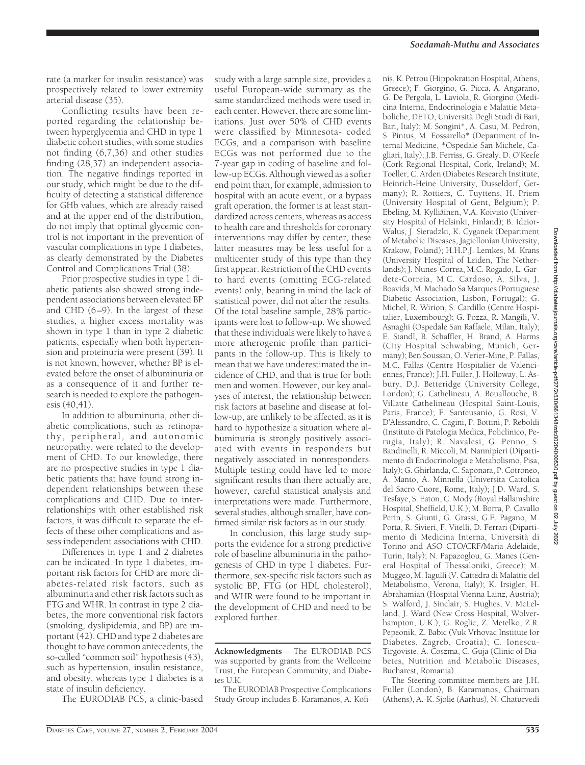rate (a marker for insulin resistance) was prospectively related to lower extremity arterial disease (35).

Conflicting results have been reported regarding the relationship between hyperglycemia and CHD in type 1 diabetic cohort studies, with some studies not finding (6,7,36) and other studies finding (28,37) an independent association. The negative findings reported in our study, which might be due to the difficulty of detecting a statistical difference for GHb values, which are already raised and at the upper end of the distribution, do not imply that optimal glycemic control is not important in the prevention of vascular complications in type 1 diabetes, as clearly demonstrated by the Diabetes Control and Complications Trial (38).

Prior prospective studies in type 1 diabetic patients also showed strong independent associations between elevated BP and CHD (6–9). In the largest of these studies, a higher excess mortality was shown in type 1 than in type 2 diabetic patients, especially when both hypertension and proteinuria were present (39). It is not known, however, whether BP is elevated before the onset of albuminuria or as a consequence of it and further research is needed to explore the pathogenesis (40,41).

In addition to albuminuria, other diabetic complications, such as retinopathy, peripheral, and autonomic neuropathy, were related to the development of CHD. To our knowledge, there are no prospective studies in type 1 diabetic patients that have found strong independent relationships between these complications and CHD. Due to interrelationships with other established risk factors, it was difficult to separate the effects of these other complications and assess independent associations with CHD.

Differences in type 1 and 2 diabetes can be indicated. In type 1 diabetes, important risk factors for CHD are more diabetes-related risk factors, such as albuminuria and other risk factors such as FTG and WHR. In contrast in type 2 diabetes, the more conventional risk factors (smoking, dyslipidemia, and BP) are important (42). CHD and type 2 diabetes are thought to have common antecedents, the so-called "common soil" hypothesis (43), such as hypertension, insulin resistance, and obesity, whereas type 1 diabetes is a state of insulin deficiency.

The EURODIAB PCS, a clinic-based study with a large sample size, provides a useful European-wide summary as the same standardized methods were used in each center. However, there are some limitations. Just over 50% of CHD events were classified by Minnesota- coded ECGs, and a comparison with baseline ECGs was not performed due to the 7-year gap in coding of baseline and follow-up ECGs. Although viewed as a softer end point than, for example, admission to hospital with an acute event, or a bypass graft operation, the former is at least standardized across centers, whereas as access to health care and thresholds for coronary interventions may differ by center, these latter measures may be less useful for a multicenter study of this type than they first appear. Restriction of the CHD events to hard events (omitting ECG-related events) only, bearing in mind the lack of statistical power, did not alter the results. Of the total baseline sample, 28% participants were lost to follow-up. We showed that these individuals were likely to have a more atherogenic profile than participants in the follow-up. This is likely to mean that we have underestimated the incidence of CHD, and that is true for both men and women. However, our key analyses of interest, the relationship between risk factors at baseline and disease at follow-up, are unlikely to be affected, as it is hard to hypothesize a situation where albuminuria is strongly positively associated with events in responders but negatively associated in nonresponders. Multiple testing could have led to more significant results than there actually are; however, careful statistical analysis and interpretations were made. Furthermore, several studies, although smaller, have confirmed similar risk factors as in our study.

In conclusion, this large study supports the evidence for a strong predictive role of baseline albuminuria in the pathogenesis of CHD in type 1 diabetes. Furthermore, sex-specific risk factors such as systolic BP, FTG (or HDL cholesterol), and WHR were found to be important in the development of CHD and need to be explored further.

**Acknowledgments**— The EURODIAB PCS was supported by grants from the Wellcome Trust, the European Community, and Diabetes U.K.

The EURODIAB Prospective Complications Study Group includes B. Karamanos, A. Kofinis, K. Petrou (Hippokration Hospital, Athens, Greece); F. Giorgino, G. Picca, A. Angarano, G. De Pergola, L. Laviola, R. Giorgino (Medicina Interna, Endocrinologia e Malattie Metaboliche, DETO, Università Degli Studi di Bari, Bari, Italy); M. Songini*, A. Casu, M. Pedron, S. Pintus, M. Fossarello* (Department of Internal Medicine, *Ospedale San Michele, Cagliari, Italy); J.B. Ferriss, G. Grealy, D. O'Keefe (Cork Regional Hospital, Cork, Ireland); M. Toeller, C. Arden (Diabetes Research Institute, Heinrich-Heine University, Dusseldorf, Germany); R. Rottiers, C. Tuyttens, H. Priem (University Hospital of Gent, Belgium); P. Ebeling, M. Kylliäinen, V.A. Koivisto (University Hospital of Helsinki, Finland); B. Idzior-Walus, J. Sieradzki, K. Cyganek (Department of Metabolic Diseases, Jagiellonian University, Krakow, Poland); H.H.P.J. Lemkes, M. Krans (University Hospital of Leiden, The Netherlands); J. Nunes-Correa, M.C. Rogado, L. Gardete-Correia, M.C. Cardoso, A. Silva, J. Boavida, M. Machado Sa Marques (Portuguese Diabetic Association, Lisbon, Portugal); G. Michel, R. Wirion, S. Cardillo (Centre Hospitalier, Luxembourg); G. Pozza, R. Mangili, V. Asnaghi (Ospedale San Raffaele, Milan, Italy); E. Standl, B. Schaffler, H. Brand, A. Harms (City Hospital Schwabing, Munich, Germany); Ben Soussan, O. Verier-Mine, P. Fallas, M.C. Fallas (Centre Hospitalier de Valenciennes, France); J.H. Fuller, J. Holloway, L. Asbury, D.J. Betteridge (University College, London); G. Cathelineau, A. Bouallouche, B. Villatte Cathelineau (Hospital Saint-Louis, Paris, France); F. Santeusanio, G. Rosi, V. D'Alessandro, C. Cagini, P. Bottini, P. Reboldi (Instituto di Patologia Medica, Policlinico, Perugia, Italy); R. Navalesi, G. Penno, S. Bandinelli, R. Miccoli, M. Nannipieri (Dipartimento di Endocrinologia e Metabolismo, Pisa, Italy); G. Ghirlanda, C. Saponara, P. Cotroneo, A. Manto, A. Minnella (Universita Cattolica del Sacro Cuore, Rome, Italy); J.D. Ward, S. Tesfaye, S. Eaton, C. Mody (Royal Hallamshire Hospital, Sheffield, U.K.); M. Borra, P. Cavallo Perin, S. Giunti, G. Grassi, G.F. Pagano, M. Porta, R. Sivieri, F. Vitelli, D. Ferrari (Dipartimento di Medicina Interna, Università di Torino and ASO CTO/CRF/Maria Adelaide, Turin, Italy); N. Papazoglou, G. Manes (General Hospital of Thessaloniki, Greece); M. Muggeo, M. Iagulli (V. Cattedra di Malattie del Metabolismo, Verona, Italy); K. Irsigler, H. Abrahamian (Hospital Vienna Lainz, Austria); S. Walford, J. Sinclair, S. Hughes, V. McLelland, J. Ward (New Cross Hospital, Wolverhampton, U.K.); G. Roglic, Z. Metelko, Z.R. Pepeonik, Z. Babic (Vuk Vrhovac Institute for Diabetes, Zagreb, Croatia); C. Ionescu-Tirgoviste, A. Coszma, C. Guja (Clinic of Diabetes, Nutrition and Metabolic Diseases, Bucharest, Romania).

The Steering committee members are J.H. Fuller (London), B. Karamanos, Chairman (Athens), A.-K. Sjolie (Aarhus), N. Chaturvedi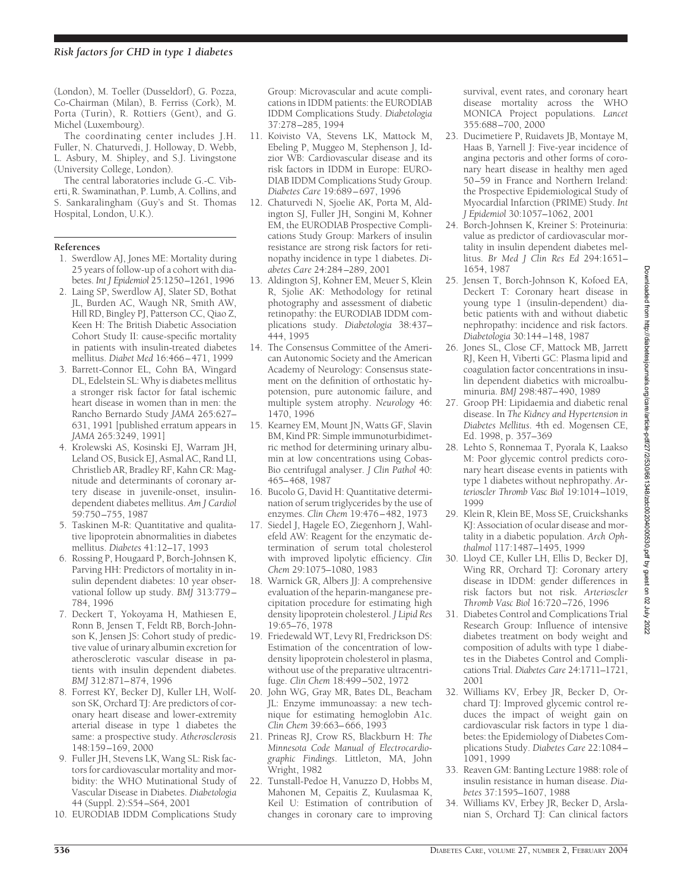(London), M. Toeller (Dusseldorf), G. Pozza, Co-Chairman (Milan), B. Ferriss (Cork), M. Porta (Turin), R. Rottiers (Gent), and G. Michel (Luxembourg).

The coordinating center includes J.H. Fuller, N. Chaturvedi, J. Holloway, D. Webb, L. Asbury, M. Shipley, and S.J. Livingstone (University College, London).

The central laboratories include G.-C. Viberti, R. Swaminathan, P. Lumb, A. Collins, and S. Sankaralingham (Guy's and St. Thomas Hospital, London, U.K.).

## References

1. Swerdlow AJ, Jones ME: Mortality during 25 years of follow-up of a cohort with diabetes. *Int J Epidemiol* 25:1250–1261, 1996
2. Laing SP, Swerdlow AJ, Slater SD, Bothat JL, Burden AC, Waugh NR, Smith AW, Hill RD, Bingley PJ, Patterson CC, Qiao Z, Keen H: The British Diabetic Association Cohort Study II: cause-specific mortality in patients with insulin-treated diabetes mellitus. *Diabet Med* 16:466–471, 1999
3. Barrett-Connor EL, Cohn BA, Wingard DL, Edelstein SL: Why is diabetes mellitus a stronger risk factor for fatal ischemic heart disease in women than in men: the Rancho Bernardo Study *JAMA* 265:627–631, 1991 [published erratum appears in *JAMA* 265:3249, 1991]
4. Krolewski AS, Kosinski EJ, Warram JH, Leland OS, Busick EJ, Asmal AC, Rand LI, Christlieb AR, Bradley RF, Kahn CR: Magnitude and determinants of coronary artery disease in juvenile-onset, insulin-dependent diabetes mellitus. *Am J Cardiol* 59:750–755, 1987
5. Taskinen M-R: Quantitative and qualitative lipoprotein abnormalities in diabetes mellitus. *Diabetes* 41:12–17, 1993
6. Rossing P, Hougaard P, Borch-Johnsen K, Parving HH: Predictors of mortality in insulin dependent diabetes: 10 year observational follow up study. *BMJ* 313:779–784, 1996
7. Deckert T, Yokoyama H, Mathiesen E, Ronn B, Jensen T, Feldt RB, Borch-Johnson K, Jensen JS: Cohort study of predictive value of urinary albumin excretion for atherosclerotic vascular disease in patients with insulin dependent diabetes. *BMJ* 312:871–874, 1996
8. Forrest KY, Becker DJ, Kuller LH, Wolfson SK, Orchard TJ: Are predictors of coronary heart disease and lower-extremity arterial disease in type 1 diabetes the same: a prospective study. *Atherosclerosis* 148:159–169, 2000
9. Fuller JH, Stevens LK, Wang SL: Risk factors for cardiovascular mortality and morbidity: the WHO Mutinational Study of Vascular Disease in Diabetes. *Diabetologia* 44 (Suppl. 2):S54–S64, 2001
10. EURODIAB IDDM Complications Study Group: Microvascular and acute complications in IDDM patients: the EURODIAB IDDM Complications Study. *Diabetologia* 37:278–285, 1994
11. Koivisto VA, Stevens LK, Mattock M, Ebeling P, Muggeo M, Stephenson J, Idzior WB: Cardiovascular disease and its risk factors in IDDM in Europe: EURODIAB IDDM Complications Study Group. *Diabetes Care* 19:689–697, 1996
12. Chaturvedi N, Sjoelie AK, Porta M, Aldington SJ, Fuller JH, Songini M, Kohner EM, the EURODIAB Prospective Complications Study Group: Markers of insulin resistance are strong risk factors for retinopathy incidence in type 1 diabetes. *Diabetes Care* 24:284–289, 2001
13. Aldington SJ, Kohner EM, Meuer S, Klein R, Sjolie AK: Methodology for retinal photography and assessment of diabetic retinopathy: the EURODIAB IDDM complications study. *Diabetologia* 38:437–444, 1995
14. The Consensus Committee of the American Autonomic Society and the American Academy of Neurology: Consensus statement on the definition of orthostatic hypotension, pure autonomic failure, and multiple system atrophy. *Neurology* 46: 1470, 1996
15. Kearney EM, Mount JN, Watts GF, Slavin BM, Kind PR: Simple immunoturbidimetric method for determining urinary albumin at low concentrations using Cobas-Bio centrifugal analyser. *J Clin Pathol* 40: 465–468, 1987
16. Bucolo G, David H: Quantitative determination of serum triglycerides by the use of enzymes. *Clin Chem* 19:476–482, 1973
17. Siedel J, Hagele EO, Ziegenhorn J, Wahlefeld AW: Reagent for the enzymatic determination of serum total cholesterol with improved lipolytic efficiency. *Clin Chem* 29:1075–1080, 1983
18. Warnick GR, Albers JJ: A comprehensive evaluation of the heparin-manganese precipitation procedure for estimating high density lipoprotein cholesterol. *J Lipid Res* 19:65–76, 1978
19. Friedewald WT, Levy RI, Fredrickson DS: Estimation of the concentration of low-density lipoprotein cholesterol in plasma, without use of the preparative ultracentrifuge. *Clin Chem* 18:499–502, 1972
20. John WG, Gray MR, Bates DL, Beacham JL: Enzyme immunoassay: a new technique for estimating hemoglobin A1c. *Clin Chem* 39:663–666, 1993
21. Prineas RJ, Crow RS, Blackburn H: *The Minnesota Code Manual of Electrocardiographic Findings*. Littleton, MA, John Wright, 1982
22. Tunstall-Pedoe H, Vanuzzo D, Hobbs M, Mahonen M, Cepaitis Z, Kuulasmaa K, Keil U: Estimation of contribution of changes in coronary care to improving survival, event rates, and coronary heart disease mortality across the WHO MONICA Project populations. *Lancet* 355:688–700, 2000
23. Ducimetiere P, Ruidavets JB, Montaye M, Haas B, Yarnell J: Five-year incidence of angina pectoris and other forms of coronary heart disease in healthy men aged 50–59 in France and Northern Ireland: the Prospective Epidemiological Study of Myocardial Infarction (PRIME) Study. *Int J Epidemiol* 30:1057–1062, 2001
24. Borch-Johnsen K, Kreiner S: Proteinuria: value as predictor of cardiovascular mortality in insulin dependent diabetes mellitus. *Br Med J Clin Res Ed* 294:1651–1654, 1987
25. Jensen T, Borch-Johnson K, Kofoed EA, Deckert T: Coronary heart disease in young type 1 (insulin-dependent) diabetic patients with and without diabetic nephropathy: incidence and risk factors. *Diabetologia* 30:144–148, 1987
26. Jones SL, Close CF, Mattock MB, Jarrett RJ, Keen H, Viberti GC: Plasma lipid and coagulation factor concentrations in insulin dependent diabetics with microalbuminuria. *BMJ* 298:487–490, 1989
27. Groop PH: Lipidaemia and diabetic renal disease. In *The Kidney and Hypertension in Diabetes Mellitus*. 4th ed. Mogensen CE, Ed. 1998, p. 357–369
28. Lehto S, Ronnemaa T, Pyorala K, Laakso M: Poor glycemic control predicts coronary heart disease events in patients with type 1 diabetes without nephropathy. *Arterioscler Thromb Vasc Biol* 19:1014–1019, 1999
29. Klein R, Klein BE, Moss SE, Cruickshanks KJ: Association of ocular disease and mortality in a diabetic population. *Arch Ophthalmol* 117:1487–1495, 1999
30. Lloyd CE, Kuller LH, Ellis D, Becker DJ, Wing RR, Orchard TJ: Coronary artery disease in IDDM: gender differences in risk factors but not risk. *Arterioscler Thromb Vasc Biol* 16:720–726, 1996
31. Diabetes Control and Complications Trial Research Group: Influence of intensive diabetes treatment on body weight and composition of adults with type 1 diabetes in the Diabetes Control and Complications Trial. *Diabetes Care* 24:1711–1721, 2001
32. Williams KV, Erbey JR, Becker D, Orchard TJ: Improved glycemic control reduces the impact of weight gain on cardiovascular risk factors in type 1 diabetes: the Epidemiology of Diabetes Complications Study. *Diabetes Care* 22:1084–1091, 1999
33. Reaven GM: Banting Lecture 1988: role of insulin resistance in human disease. *Diabetes* 37:1595–1607, 1988
34. Williams KV, Erbey JR, Becker D, Arslanian S, Orchard TJ: Can clinical factors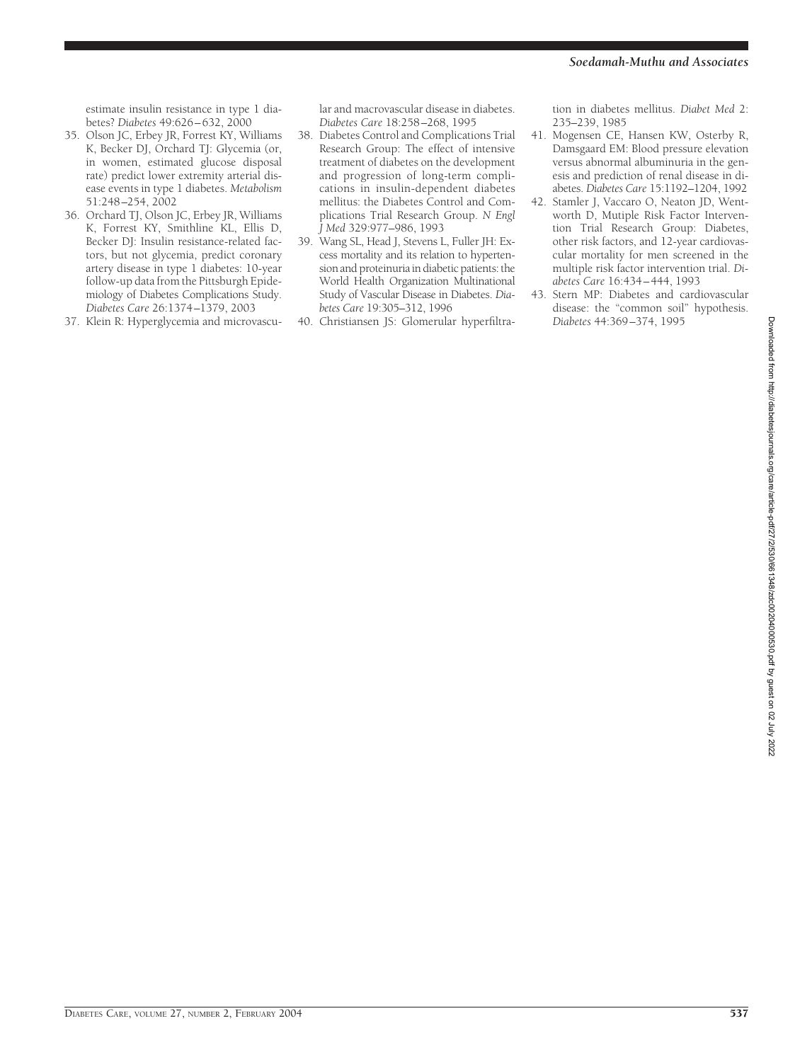estimate insulin resistance in type 1 diabetes? *Diabetes* 49:626–632, 2000

35. Olson JC, Erbey JR, Forrest KY, Williams K, Becker DJ, Orchard TJ: Glycemia (or, in women, estimated glucose disposal rate) predict lower extremity arterial disease events in type 1 diabetes. *Metabolism* 51:248–254, 2002
36. Orchard TJ, Olson JC, Erbey JR, Williams K, Forrest KY, Smithline KL, Ellis D, Becker DJ: Insulin resistance-related factors, but not glycemia, predict coronary artery disease in type 1 diabetes: 10-year follow-up data from the Pittsburgh Epidemiology of Diabetes Complications Study. *Diabetes Care* 26:1374–1379, 2003
37. Klein R: Hyperglycemia and microvascular and macrovascular disease in diabetes. *Diabetes Care* 18:258–268, 1995
38. Diabetes Control and Complications Trial Research Group: The effect of intensive treatment of diabetes on the development and progression of long-term complications in insulin-dependent diabetes mellitus: the Diabetes Control and Complications Trial Research Group. *N Engl J Med* 329:977–986, 1993
39. Wang SL, Head J, Stevens L, Fuller JH: Excess mortality and its relation to hypertension and proteinuria in diabetic patients: the World Health Organization Multinational Study of Vascular Disease in Diabetes. *Diabetes Care* 19:305–312, 1996
40. Christiansen JS: Glomerular hyperfiltration in diabetes mellitus. *Diabet Med* 2: 235–239, 1985
41. Mogensen CE, Hansen KW, Osterby R, Damsgaard EM: Blood pressure elevation versus abnormal albuminuria in the genesis and prediction of renal disease in diabetes. *Diabetes Care* 15:1192–1204, 1992
42. Stamler J, Vaccaro O, Neaton JD, Wentworth D, Mutiple Risk Factor Intervention Trial Research Group: Diabetes, other risk factors, and 12-year cardiovascular mortality for men screened in the multiple risk factor intervention trial. *Diabetes Care* 16:434–444, 1993
43. Stern MP: Diabetes and cardiovascular disease: the "common soil" hypothesis. *Diabetes* 44:369–374, 1995